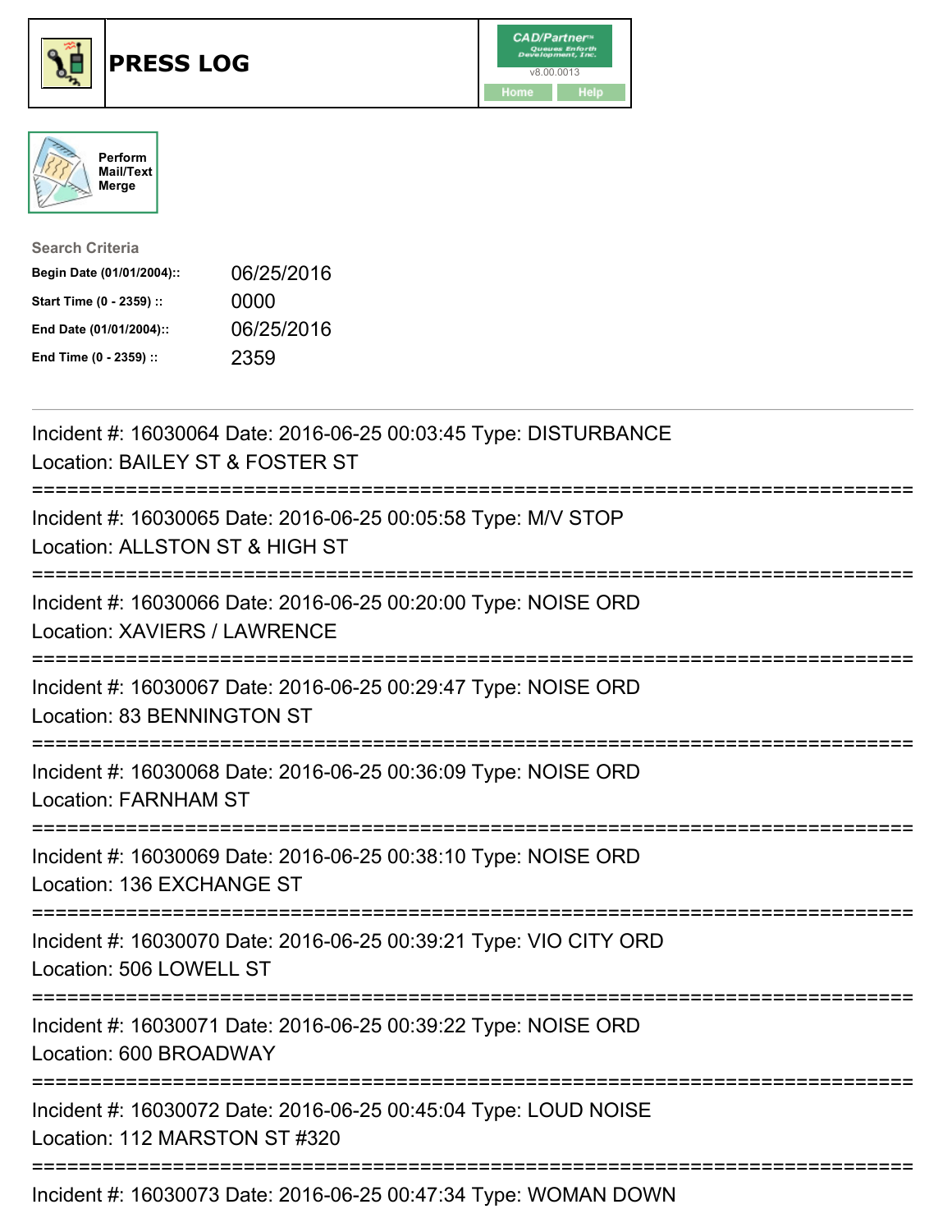# PRESS LOG

Perform Mail/Text Merge

**Search Criteria**

| | |
|---|---|
| **Begin Date (01/01/2004)::** | 06/25/2016 |
| **Start Time (0 - 2359) ::** | 0000 |
| **End Date (01/01/2004)::** | 06/25/2016 |
| **End Time (0 - 2359) ::** | 2359 |

Incident #: 16030064 Date: 2016-06-25 00:03:45 Type: DISTURBANCE
Location: BAILEY ST & FOSTER ST

===========================================================================

Incident #: 16030065 Date: 2016-06-25 00:05:58 Type: M/V STOP
Location: ALLSTON ST & HIGH ST

===========================================================================

Incident #: 16030066 Date: 2016-06-25 00:20:00 Type: NOISE ORD
Location: XAVIERS / LAWRENCE

===========================================================================

Incident #: 16030067 Date: 2016-06-25 00:29:47 Type: NOISE ORD
Location: 83 BENNINGTON ST

===========================================================================

Incident #: 16030068 Date: 2016-06-25 00:36:09 Type: NOISE ORD
Location: FARNHAM ST

===========================================================================

Incident #: 16030069 Date: 2016-06-25 00:38:10 Type: NOISE ORD
Location: 136 EXCHANGE ST

===========================================================================

Incident #: 16030070 Date: 2016-06-25 00:39:21 Type: VIO CITY ORD
Location: 506 LOWELL ST

===========================================================================

Incident #: 16030071 Date: 2016-06-25 00:39:22 Type: NOISE ORD
Location: 600 BROADWAY

===========================================================================

Incident #: 16030072 Date: 2016-06-25 00:45:04 Type: LOUD NOISE
Location: 112 MARSTON ST #320

===========================================================================

Incident #: 16030073 Date: 2016-06-25 00:47:34 Type: WOMAN DOWN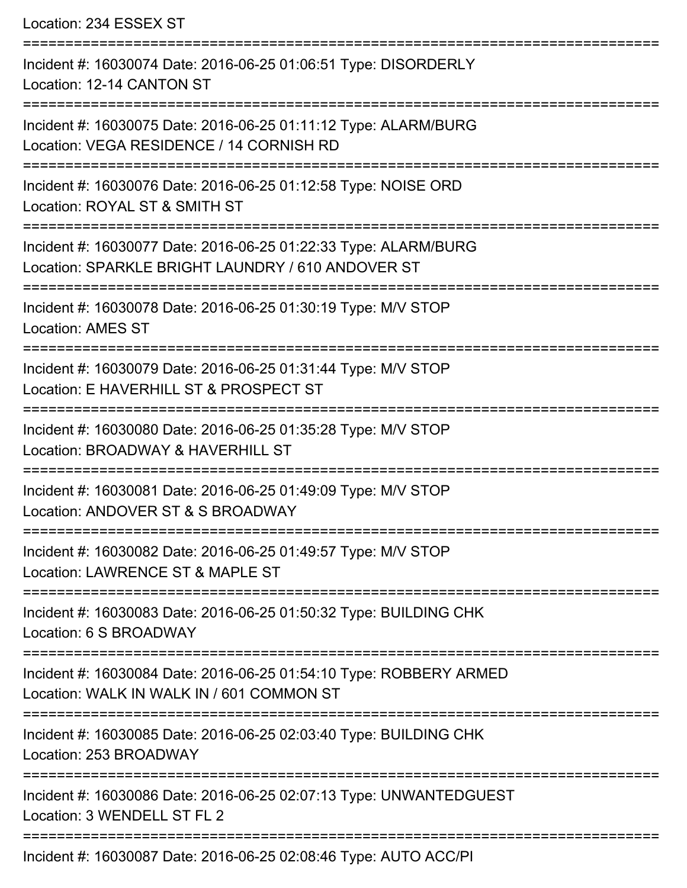Location: 234 ESSEX ST

===========================================================================

Incident #: 16030074 Date: 2016-06-25 01:06:51 Type: DISORDERLY
Location: 12-14 CANTON ST

===========================================================================

Incident #: 16030075 Date: 2016-06-25 01:11:12 Type: ALARM/BURG
Location: VEGA RESIDENCE / 14 CORNISH RD

===========================================================================

Incident #: 16030076 Date: 2016-06-25 01:12:58 Type: NOISE ORD
Location: ROYAL ST & SMITH ST

===========================================================================

Incident #: 16030077 Date: 2016-06-25 01:22:33 Type: ALARM/BURG
Location: SPARKLE BRIGHT LAUNDRY / 610 ANDOVER ST

===========================================================================

Incident #: 16030078 Date: 2016-06-25 01:30:19 Type: M/V STOP
Location: AMES ST

===========================================================================

Incident #: 16030079 Date: 2016-06-25 01:31:44 Type: M/V STOP
Location: E HAVERHILL ST & PROSPECT ST

===========================================================================

Incident #: 16030080 Date: 2016-06-25 01:35:28 Type: M/V STOP
Location: BROADWAY & HAVERHILL ST

===========================================================================

Incident #: 16030081 Date: 2016-06-25 01:49:09 Type: M/V STOP
Location: ANDOVER ST & S BROADWAY

===========================================================================

Incident #: 16030082 Date: 2016-06-25 01:49:57 Type: M/V STOP
Location: LAWRENCE ST & MAPLE ST

===========================================================================

Incident #: 16030083 Date: 2016-06-25 01:50:32 Type: BUILDING CHK
Location: 6 S BROADWAY

===========================================================================

Incident #: 16030084 Date: 2016-06-25 01:54:10 Type: ROBBERY ARMED
Location: WALK IN WALK IN / 601 COMMON ST

===========================================================================

Incident #: 16030085 Date: 2016-06-25 02:03:40 Type: BUILDING CHK
Location: 253 BROADWAY

===========================================================================

Incident #: 16030086 Date: 2016-06-25 02:07:13 Type: UNWANTEDGUEST
Location: 3 WENDELL ST FL 2

===========================================================================

Incident #: 16030087 Date: 2016-06-25 02:08:46 Type: AUTO ACC/PI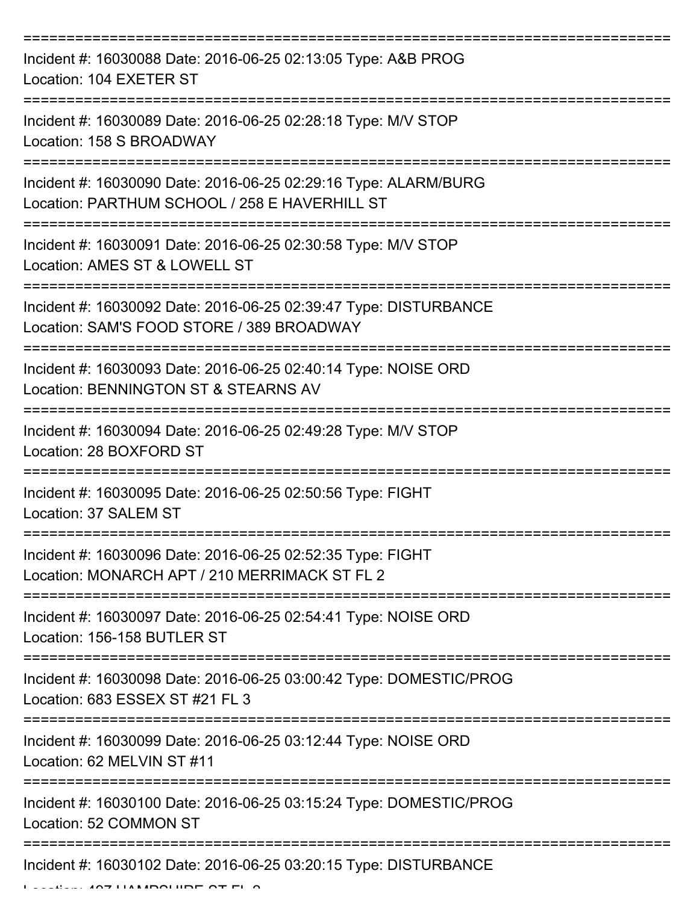===========================================================================

Incident #: 16030088 Date: 2016-06-25 02:13:05 Type: A&B PROG
Location: 104 EXETER ST

===========================================================================

Incident #: 16030089 Date: 2016-06-25 02:28:18 Type: M/V STOP
Location: 158 S BROADWAY

===========================================================================

Incident #: 16030090 Date: 2016-06-25 02:29:16 Type: ALARM/BURG
Location: PARTHUM SCHOOL / 258 E HAVERHILL ST

===========================================================================

Incident #: 16030091 Date: 2016-06-25 02:30:58 Type: M/V STOP
Location: AMES ST & LOWELL ST

===========================================================================

Incident #: 16030092 Date: 2016-06-25 02:39:47 Type: DISTURBANCE
Location: SAM'S FOOD STORE / 389 BROADWAY

===========================================================================

Incident #: 16030093 Date: 2016-06-25 02:40:14 Type: NOISE ORD
Location: BENNINGTON ST & STEARNS AV

===========================================================================

Incident #: 16030094 Date: 2016-06-25 02:49:28 Type: M/V STOP
Location: 28 BOXFORD ST

===========================================================================

Incident #: 16030095 Date: 2016-06-25 02:50:56 Type: FIGHT
Location: 37 SALEM ST

===========================================================================

Incident #: 16030096 Date: 2016-06-25 02:52:35 Type: FIGHT
Location: MONARCH APT / 210 MERRIMACK ST FL 2

===========================================================================

Incident #: 16030097 Date: 2016-06-25 02:54:41 Type: NOISE ORD
Location: 156-158 BUTLER ST

===========================================================================

Incident #: 16030098 Date: 2016-06-25 03:00:42 Type: DOMESTIC/PROG
Location: 683 ESSEX ST #21 FL 3

===========================================================================

Incident #: 16030099 Date: 2016-06-25 03:12:44 Type: NOISE ORD
Location: 62 MELVIN ST #11

===========================================================================

Incident #: 16030100 Date: 2016-06-25 03:15:24 Type: DOMESTIC/PROG
Location: 52 COMMON ST

===========================================================================

Incident #: 16030102 Date: 2016-06-25 03:20:15 Type: DISTURBANCE
Location: 407 HAMPSHIRE ST FL 2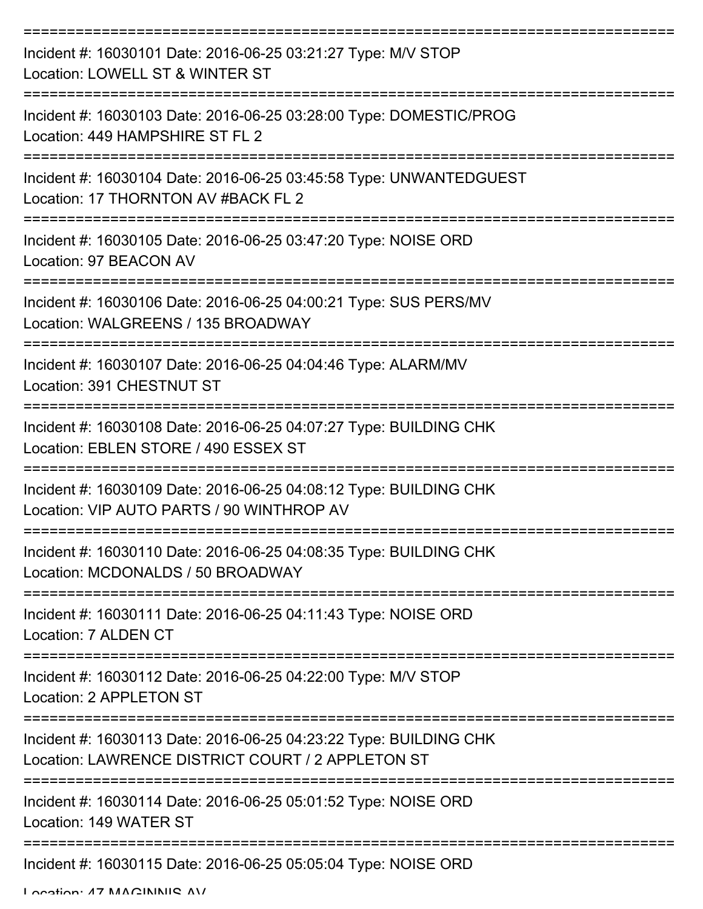===========================================================================
Incident #: 16030101 Date: 2016-06-25 03:21:27 Type: M/V STOP
Location: LOWELL ST & WINTER ST
===========================================================================
Incident #: 16030103 Date: 2016-06-25 03:28:00 Type: DOMESTIC/PROG
Location: 449 HAMPSHIRE ST FL 2
===========================================================================
Incident #: 16030104 Date: 2016-06-25 03:45:58 Type: UNWANTEDGUEST
Location: 17 THORNTON AV #BACK FL 2
===========================================================================
Incident #: 16030105 Date: 2016-06-25 03:47:20 Type: NOISE ORD
Location: 97 BEACON AV
===========================================================================
Incident #: 16030106 Date: 2016-06-25 04:00:21 Type: SUS PERS/MV
Location: WALGREENS / 135 BROADWAY
===========================================================================
Incident #: 16030107 Date: 2016-06-25 04:04:46 Type: ALARM/MV
Location: 391 CHESTNUT ST
===========================================================================
Incident #: 16030108 Date: 2016-06-25 04:07:27 Type: BUILDING CHK
Location: EBLEN STORE / 490 ESSEX ST
===========================================================================
Incident #: 16030109 Date: 2016-06-25 04:08:12 Type: BUILDING CHK
Location: VIP AUTO PARTS / 90 WINTHROP AV
===========================================================================
Incident #: 16030110 Date: 2016-06-25 04:08:35 Type: BUILDING CHK
Location: MCDONALDS / 50 BROADWAY
===========================================================================
Incident #: 16030111 Date: 2016-06-25 04:11:43 Type: NOISE ORD
Location: 7 ALDEN CT
===========================================================================
Incident #: 16030112 Date: 2016-06-25 04:22:00 Type: M/V STOP
Location: 2 APPLETON ST
===========================================================================
Incident #: 16030113 Date: 2016-06-25 04:23:22 Type: BUILDING CHK
Location: LAWRENCE DISTRICT COURT / 2 APPLETON ST
===========================================================================
Incident #: 16030114 Date: 2016-06-25 05:01:52 Type: NOISE ORD
Location: 149 WATER ST
===========================================================================
Incident #: 16030115 Date: 2016-06-25 05:05:04 Type: NOISE ORD
Location: 47 MAGINNIS AV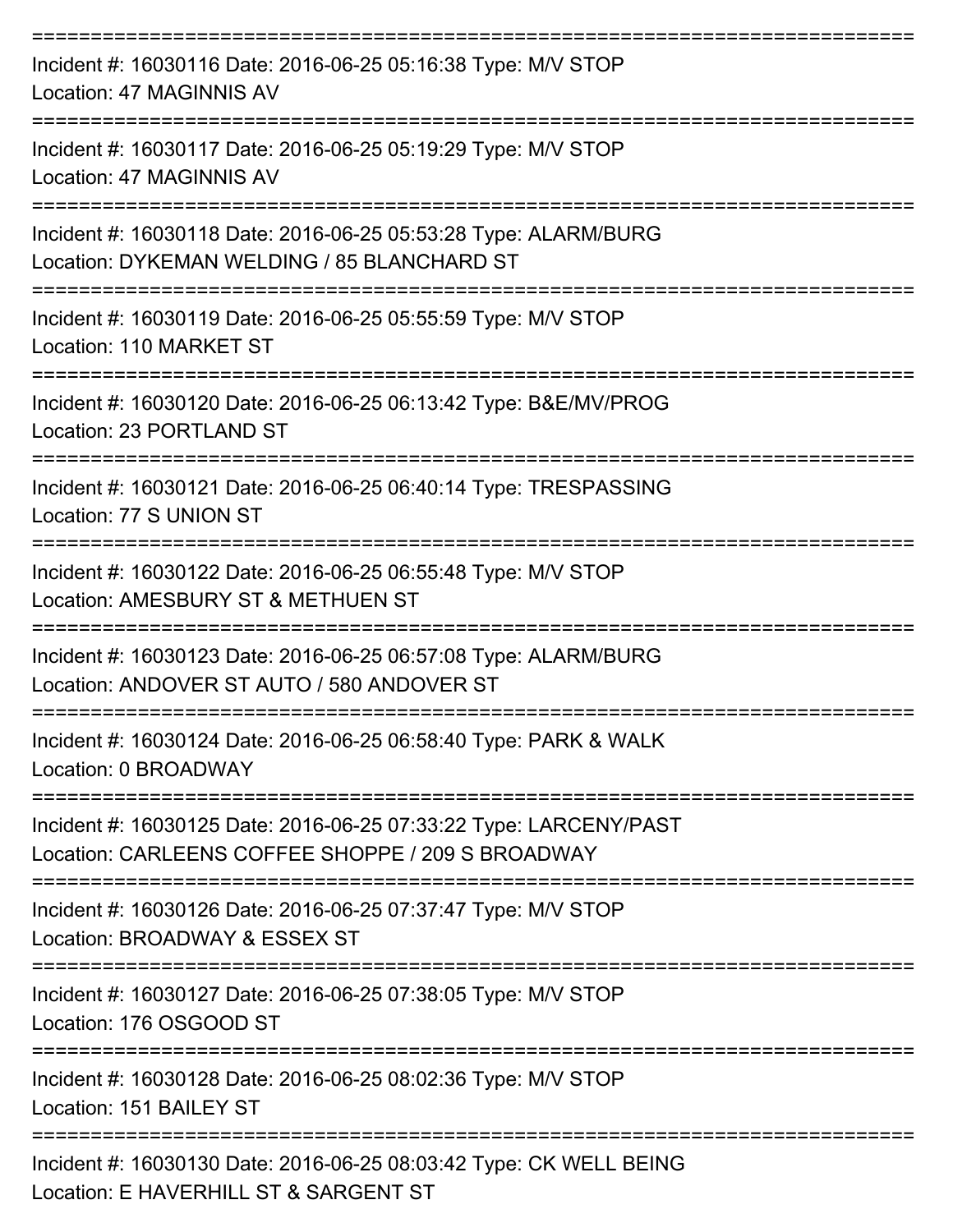===========================================================================

Incident #: 16030116 Date: 2016-06-25 05:16:38 Type: M/V STOP
Location: 47 MAGINNIS AV

===========================================================================

Incident #: 16030117 Date: 2016-06-25 05:19:29 Type: M/V STOP
Location: 47 MAGINNIS AV

===========================================================================

Incident #: 16030118 Date: 2016-06-25 05:53:28 Type: ALARM/BURG
Location: DYKEMAN WELDING / 85 BLANCHARD ST

===========================================================================

Incident #: 16030119 Date: 2016-06-25 05:55:59 Type: M/V STOP
Location: 110 MARKET ST

===========================================================================

Incident #: 16030120 Date: 2016-06-25 06:13:42 Type: B&E/MV/PROG
Location: 23 PORTLAND ST

===========================================================================

Incident #: 16030121 Date: 2016-06-25 06:40:14 Type: TRESPASSING
Location: 77 S UNION ST

===========================================================================

Incident #: 16030122 Date: 2016-06-25 06:55:48 Type: M/V STOP
Location: AMESBURY ST & METHUEN ST

===========================================================================

Incident #: 16030123 Date: 2016-06-25 06:57:08 Type: ALARM/BURG
Location: ANDOVER ST AUTO / 580 ANDOVER ST

===========================================================================

Incident #: 16030124 Date: 2016-06-25 06:58:40 Type: PARK & WALK
Location: 0 BROADWAY

===========================================================================

Incident #: 16030125 Date: 2016-06-25 07:33:22 Type: LARCENY/PAST
Location: CARLEENS COFFEE SHOPPE / 209 S BROADWAY

===========================================================================

Incident #: 16030126 Date: 2016-06-25 07:37:47 Type: M/V STOP
Location: BROADWAY & ESSEX ST

===========================================================================

Incident #: 16030127 Date: 2016-06-25 07:38:05 Type: M/V STOP
Location: 176 OSGOOD ST

===========================================================================

Incident #: 16030128 Date: 2016-06-25 08:02:36 Type: M/V STOP
Location: 151 BAILEY ST

===========================================================================

Incident #: 16030130 Date: 2016-06-25 08:03:42 Type: CK WELL BEING
Location: E HAVERHILL ST & SARGENT ST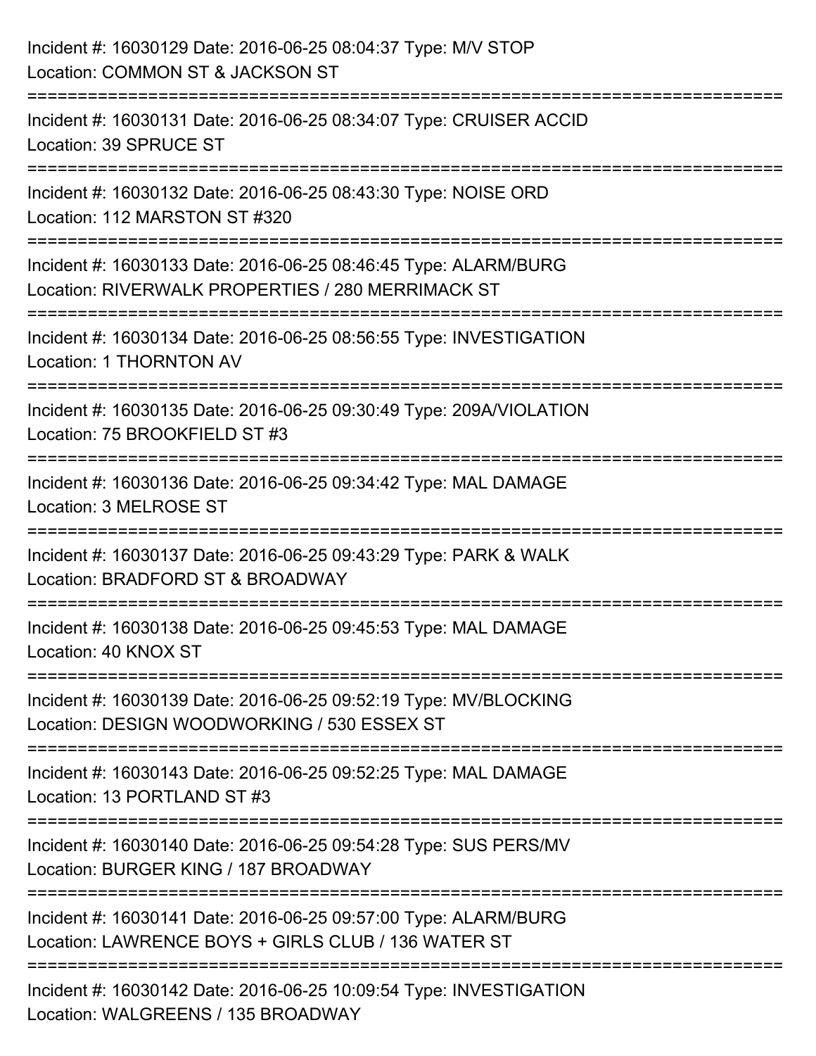Incident #: 16030129 Date: 2016-06-25 08:04:37 Type: M/V STOP
Location: COMMON ST & JACKSON ST

===========================================================================

Incident #: 16030131 Date: 2016-06-25 08:34:07 Type: CRUISER ACCID
Location: 39 SPRUCE ST

===========================================================================

Incident #: 16030132 Date: 2016-06-25 08:43:30 Type: NOISE ORD
Location: 112 MARSTON ST #320

===========================================================================

Incident #: 16030133 Date: 2016-06-25 08:46:45 Type: ALARM/BURG
Location: RIVERWALK PROPERTIES / 280 MERRIMACK ST

===========================================================================

Incident #: 16030134 Date: 2016-06-25 08:56:55 Type: INVESTIGATION
Location: 1 THORNTON AV

===========================================================================

Incident #: 16030135 Date: 2016-06-25 09:30:49 Type: 209A/VIOLATION
Location: 75 BROOKFIELD ST #3

===========================================================================

Incident #: 16030136 Date: 2016-06-25 09:34:42 Type: MAL DAMAGE
Location: 3 MELROSE ST

===========================================================================

Incident #: 16030137 Date: 2016-06-25 09:43:29 Type: PARK & WALK
Location: BRADFORD ST & BROADWAY

===========================================================================

Incident #: 16030138 Date: 2016-06-25 09:45:53 Type: MAL DAMAGE
Location: 40 KNOX ST

===========================================================================

Incident #: 16030139 Date: 2016-06-25 09:52:19 Type: MV/BLOCKING
Location: DESIGN WOODWORKING / 530 ESSEX ST

===========================================================================

Incident #: 16030143 Date: 2016-06-25 09:52:25 Type: MAL DAMAGE
Location: 13 PORTLAND ST #3

===========================================================================

Incident #: 16030140 Date: 2016-06-25 09:54:28 Type: SUS PERS/MV
Location: BURGER KING / 187 BROADWAY

===========================================================================

Incident #: 16030141 Date: 2016-06-25 09:57:00 Type: ALARM/BURG
Location: LAWRENCE BOYS + GIRLS CLUB / 136 WATER ST

===========================================================================

Incident #: 16030142 Date: 2016-06-25 10:09:54 Type: INVESTIGATION
Location: WALGREENS / 135 BROADWAY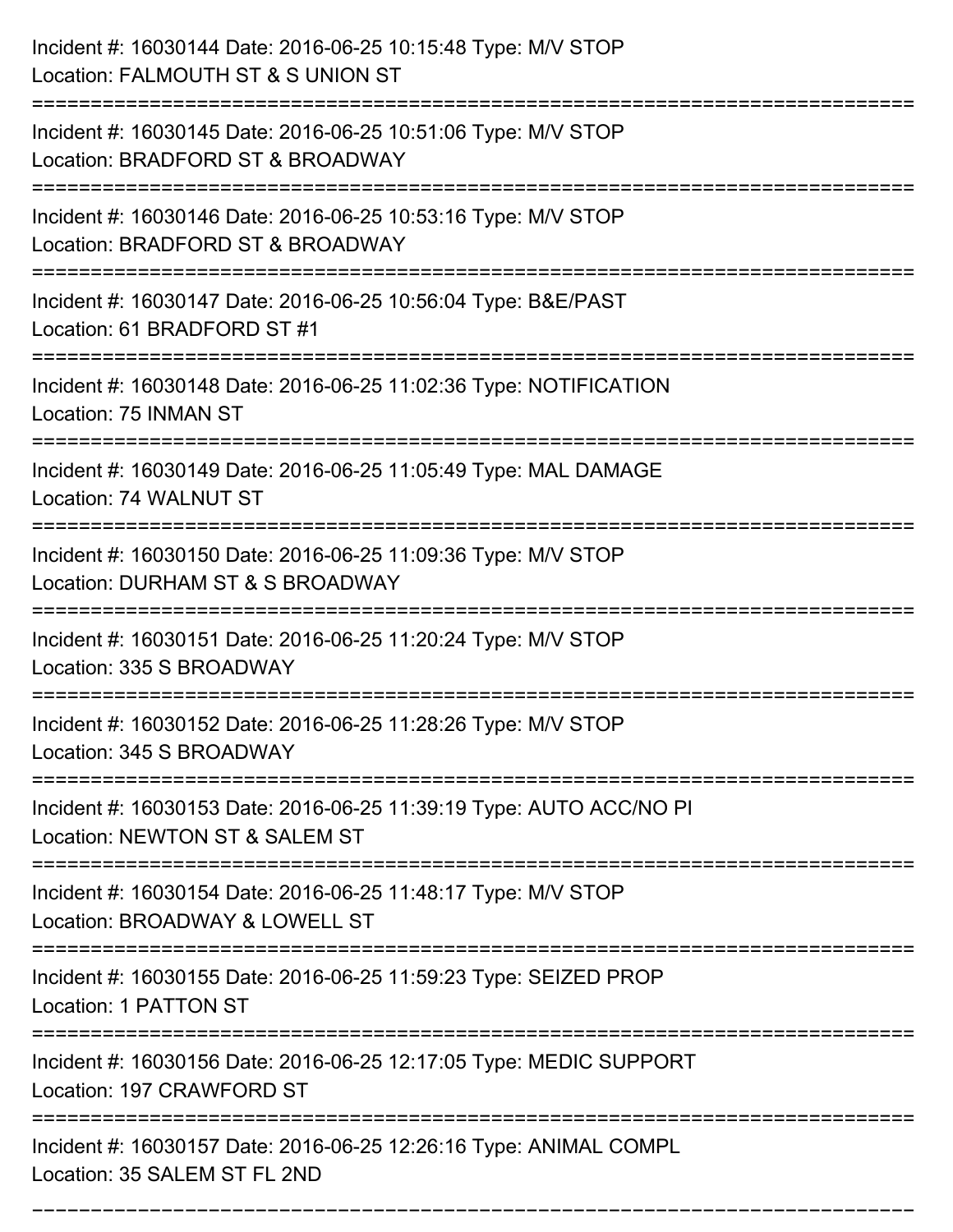Incident #: 16030144 Date: 2016-06-25 10:15:48 Type: M/V STOP
Location: FALMOUTH ST & S UNION ST

===========================================================================

Incident #: 16030145 Date: 2016-06-25 10:51:06 Type: M/V STOP
Location: BRADFORD ST & BROADWAY

===========================================================================

Incident #: 16030146 Date: 2016-06-25 10:53:16 Type: M/V STOP
Location: BRADFORD ST & BROADWAY

===========================================================================

Incident #: 16030147 Date: 2016-06-25 10:56:04 Type: B&E/PAST
Location: 61 BRADFORD ST #1

===========================================================================

Incident #: 16030148 Date: 2016-06-25 11:02:36 Type: NOTIFICATION
Location: 75 INMAN ST

===========================================================================

Incident #: 16030149 Date: 2016-06-25 11:05:49 Type: MAL DAMAGE
Location: 74 WALNUT ST

===========================================================================

Incident #: 16030150 Date: 2016-06-25 11:09:36 Type: M/V STOP
Location: DURHAM ST & S BROADWAY

===========================================================================

Incident #: 16030151 Date: 2016-06-25 11:20:24 Type: M/V STOP
Location: 335 S BROADWAY

===========================================================================

Incident #: 16030152 Date: 2016-06-25 11:28:26 Type: M/V STOP
Location: 345 S BROADWAY

===========================================================================

Incident #: 16030153 Date: 2016-06-25 11:39:19 Type: AUTO ACC/NO PI
Location: NEWTON ST & SALEM ST

===========================================================================

Incident #: 16030154 Date: 2016-06-25 11:48:17 Type: M/V STOP
Location: BROADWAY & LOWELL ST

===========================================================================

Incident #: 16030155 Date: 2016-06-25 11:59:23 Type: SEIZED PROP
Location: 1 PATTON ST

===========================================================================

Incident #: 16030156 Date: 2016-06-25 12:17:05 Type: MEDIC SUPPORT
Location: 197 CRAWFORD ST

===========================================================================

Incident #: 16030157 Date: 2016-06-25 12:26:16 Type: ANIMAL COMPL
Location: 35 SALEM ST FL 2ND

===========================================================================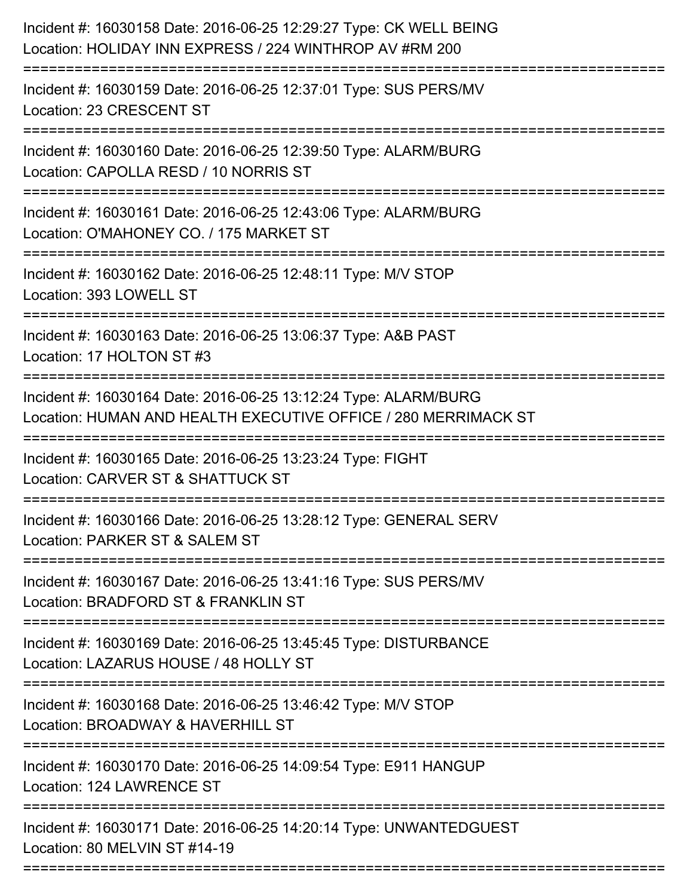Incident #: 16030158 Date: 2016-06-25 12:29:27 Type: CK WELL BEING
Location: HOLIDAY INN EXPRESS / 224 WINTHROP AV #RM 200

===========================================================================

Incident #: 16030159 Date: 2016-06-25 12:37:01 Type: SUS PERS/MV
Location: 23 CRESCENT ST

===========================================================================

Incident #: 16030160 Date: 2016-06-25 12:39:50 Type: ALARM/BURG
Location: CAPOLLA RESD / 10 NORRIS ST

===========================================================================

Incident #: 16030161 Date: 2016-06-25 12:43:06 Type: ALARM/BURG
Location: O'MAHONEY CO. / 175 MARKET ST

===========================================================================

Incident #: 16030162 Date: 2016-06-25 12:48:11 Type: M/V STOP
Location: 393 LOWELL ST

===========================================================================

Incident #: 16030163 Date: 2016-06-25 13:06:37 Type: A&B PAST
Location: 17 HOLTON ST #3

===========================================================================

Incident #: 16030164 Date: 2016-06-25 13:12:24 Type: ALARM/BURG
Location: HUMAN AND HEALTH EXECUTIVE OFFICE / 280 MERRIMACK ST

===========================================================================

Incident #: 16030165 Date: 2016-06-25 13:23:24 Type: FIGHT
Location: CARVER ST & SHATTUCK ST

===========================================================================

Incident #: 16030166 Date: 2016-06-25 13:28:12 Type: GENERAL SERV
Location: PARKER ST & SALEM ST

===========================================================================

Incident #: 16030167 Date: 2016-06-25 13:41:16 Type: SUS PERS/MV
Location: BRADFORD ST & FRANKLIN ST

===========================================================================

Incident #: 16030169 Date: 2016-06-25 13:45:45 Type: DISTURBANCE
Location: LAZARUS HOUSE / 48 HOLLY ST

===========================================================================

Incident #: 16030168 Date: 2016-06-25 13:46:42 Type: M/V STOP
Location: BROADWAY & HAVERHILL ST

===========================================================================

Incident #: 16030170 Date: 2016-06-25 14:09:54 Type: E911 HANGUP
Location: 124 LAWRENCE ST

===========================================================================

Incident #: 16030171 Date: 2016-06-25 14:20:14 Type: UNWANTEDGUEST
Location: 80 MELVIN ST #14-19

===========================================================================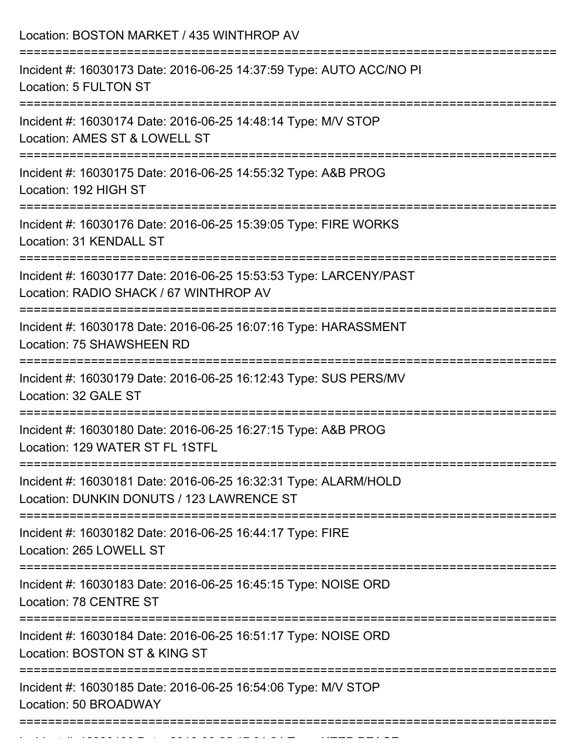Location: BOSTON MARKET / 435 WINTHROP AV

===========================================================================

Incident #: 16030173 Date: 2016-06-25 14:37:59 Type: AUTO ACC/NO PI
Location: 5 FULTON ST

===========================================================================

Incident #: 16030174 Date: 2016-06-25 14:48:14 Type: M/V STOP
Location: AMES ST & LOWELL ST

===========================================================================

Incident #: 16030175 Date: 2016-06-25 14:55:32 Type: A&B PROG
Location: 192 HIGH ST

===========================================================================

Incident #: 16030176 Date: 2016-06-25 15:39:05 Type: FIRE WORKS
Location: 31 KENDALL ST

===========================================================================

Incident #: 16030177 Date: 2016-06-25 15:53:53 Type: LARCENY/PAST
Location: RADIO SHACK / 67 WINTHROP AV

===========================================================================

Incident #: 16030178 Date: 2016-06-25 16:07:16 Type: HARASSMENT
Location: 75 SHAWSHEEN RD

===========================================================================

Incident #: 16030179 Date: 2016-06-25 16:12:43 Type: SUS PERS/MV
Location: 32 GALE ST

===========================================================================

Incident #: 16030180 Date: 2016-06-25 16:27:15 Type: A&B PROG
Location: 129 WATER ST FL 1STFL

===========================================================================

Incident #: 16030181 Date: 2016-06-25 16:32:31 Type: ALARM/HOLD
Location: DUNKIN DONUTS / 123 LAWRENCE ST

===========================================================================

Incident #: 16030182 Date: 2016-06-25 16:44:17 Type: FIRE
Location: 265 LOWELL ST

===========================================================================

Incident #: 16030183 Date: 2016-06-25 16:45:15 Type: NOISE ORD
Location: 78 CENTRE ST

===========================================================================

Incident #: 16030184 Date: 2016-06-25 16:51:17 Type: NOISE ORD
Location: BOSTON ST & KING ST

===========================================================================

Incident #: 16030185 Date: 2016-06-25 16:54:06 Type: M/V STOP
Location: 50 BROADWAY

===========================================================================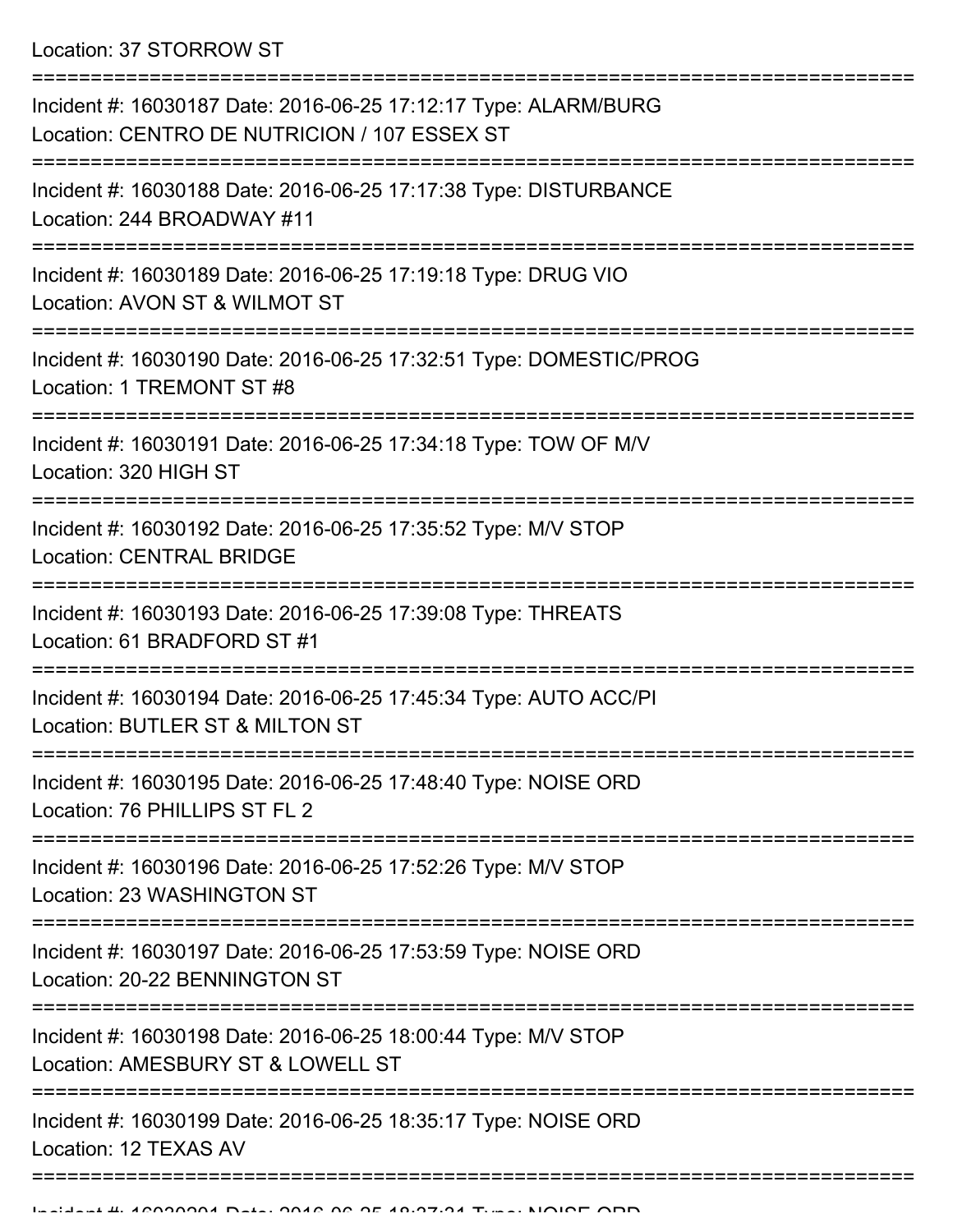Location: 37 STORROW ST

===========================================================================

Incident #: 16030187 Date: 2016-06-25 17:12:17 Type: ALARM/BURG
Location: CENTRO DE NUTRICION / 107 ESSEX ST

===========================================================================

Incident #: 16030188 Date: 2016-06-25 17:17:38 Type: DISTURBANCE
Location: 244 BROADWAY #11

===========================================================================

Incident #: 16030189 Date: 2016-06-25 17:19:18 Type: DRUG VIO
Location: AVON ST & WILMOT ST

===========================================================================

Incident #: 16030190 Date: 2016-06-25 17:32:51 Type: DOMESTIC/PROG
Location: 1 TREMONT ST #8

===========================================================================

Incident #: 16030191 Date: 2016-06-25 17:34:18 Type: TOW OF M/V
Location: 320 HIGH ST

===========================================================================

Incident #: 16030192 Date: 2016-06-25 17:35:52 Type: M/V STOP
Location: CENTRAL BRIDGE

===========================================================================

Incident #: 16030193 Date: 2016-06-25 17:39:08 Type: THREATS
Location: 61 BRADFORD ST #1

===========================================================================

Incident #: 16030194 Date: 2016-06-25 17:45:34 Type: AUTO ACC/PI
Location: BUTLER ST & MILTON ST

===========================================================================

Incident #: 16030195 Date: 2016-06-25 17:48:40 Type: NOISE ORD
Location: 76 PHILLIPS ST FL 2

===========================================================================

Incident #: 16030196 Date: 2016-06-25 17:52:26 Type: M/V STOP
Location: 23 WASHINGTON ST

===========================================================================

Incident #: 16030197 Date: 2016-06-25 17:53:59 Type: NOISE ORD
Location: 20-22 BENNINGTON ST

===========================================================================

Incident #: 16030198 Date: 2016-06-25 18:00:44 Type: M/V STOP
Location: AMESBURY ST & LOWELL ST

===========================================================================

Incident #: 16030199 Date: 2016-06-25 18:35:17 Type: NOISE ORD
Location: 12 TEXAS AV

===========================================================================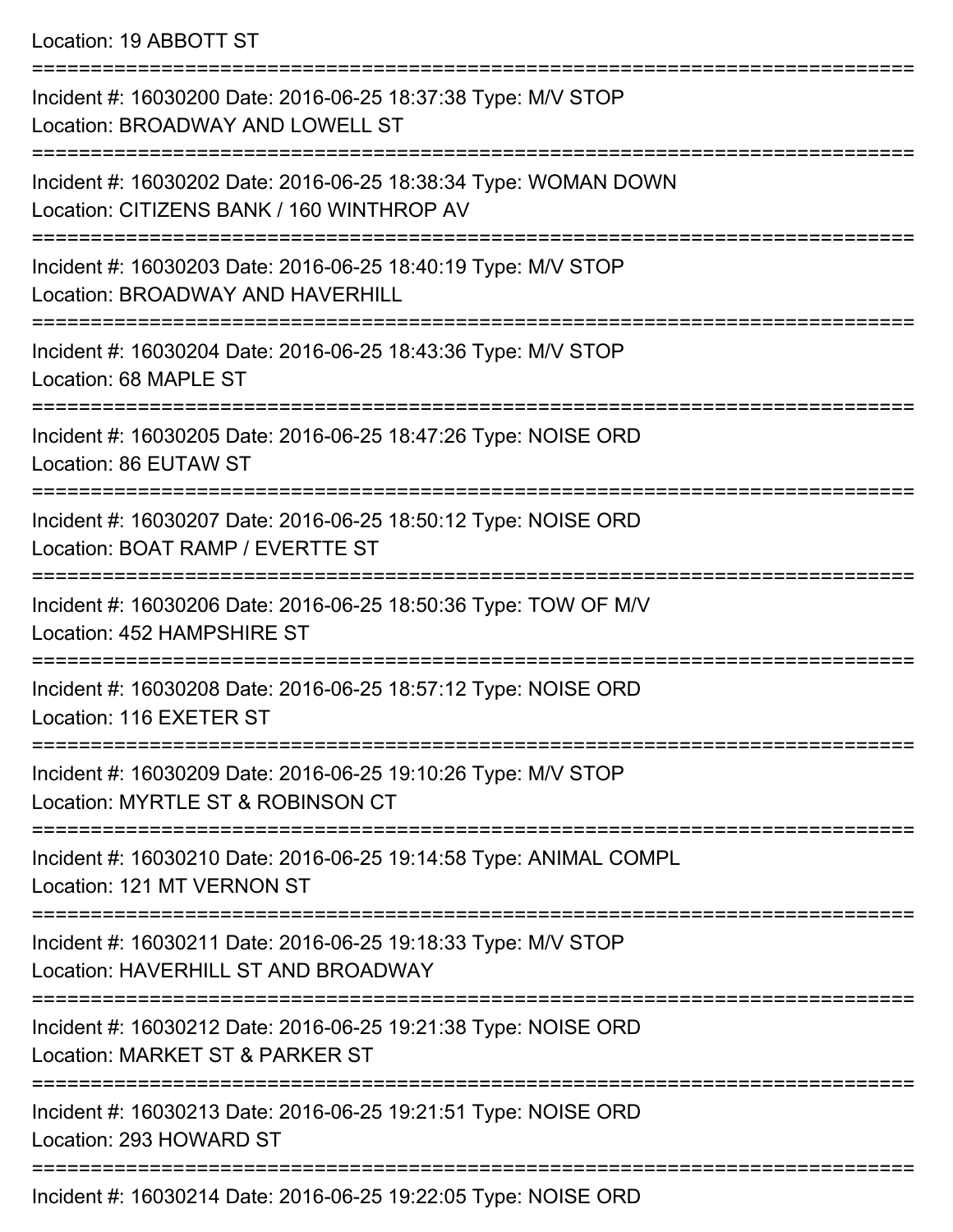Location: 19 ABBOTT ST

===========================================================================

Incident #: 16030200 Date: 2016-06-25 18:37:38 Type: M/V STOP
Location: BROADWAY AND LOWELL ST

===========================================================================

Incident #: 16030202 Date: 2016-06-25 18:38:34 Type: WOMAN DOWN
Location: CITIZENS BANK / 160 WINTHROP AV

===========================================================================

Incident #: 16030203 Date: 2016-06-25 18:40:19 Type: M/V STOP
Location: BROADWAY AND HAVERHILL

===========================================================================

Incident #: 16030204 Date: 2016-06-25 18:43:36 Type: M/V STOP
Location: 68 MAPLE ST

===========================================================================

Incident #: 16030205 Date: 2016-06-25 18:47:26 Type: NOISE ORD
Location: 86 EUTAW ST

===========================================================================

Incident #: 16030207 Date: 2016-06-25 18:50:12 Type: NOISE ORD
Location: BOAT RAMP / EVERTTE ST

===========================================================================

Incident #: 16030206 Date: 2016-06-25 18:50:36 Type: TOW OF M/V
Location: 452 HAMPSHIRE ST

===========================================================================

Incident #: 16030208 Date: 2016-06-25 18:57:12 Type: NOISE ORD
Location: 116 EXETER ST

===========================================================================

Incident #: 16030209 Date: 2016-06-25 19:10:26 Type: M/V STOP
Location: MYRTLE ST & ROBINSON CT

===========================================================================

Incident #: 16030210 Date: 2016-06-25 19:14:58 Type: ANIMAL COMPL
Location: 121 MT VERNON ST

===========================================================================

Incident #: 16030211 Date: 2016-06-25 19:18:33 Type: M/V STOP
Location: HAVERHILL ST AND BROADWAY

===========================================================================

Incident #: 16030212 Date: 2016-06-25 19:21:38 Type: NOISE ORD
Location: MARKET ST & PARKER ST

===========================================================================

Incident #: 16030213 Date: 2016-06-25 19:21:51 Type: NOISE ORD
Location: 293 HOWARD ST

===========================================================================

Incident #: 16030214 Date: 2016-06-25 19:22:05 Type: NOISE ORD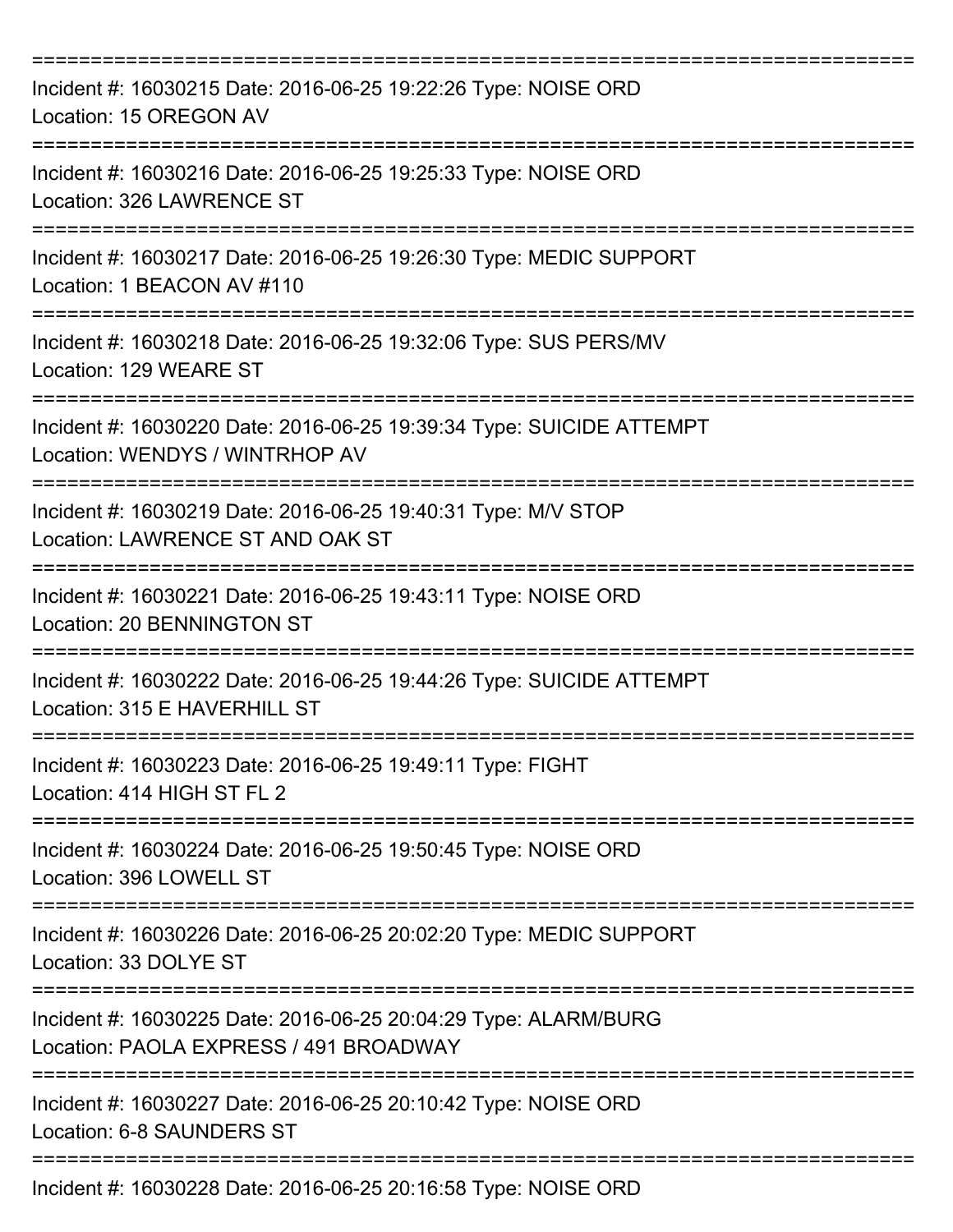===========================================================================

Incident #: 16030215 Date: 2016-06-25 19:22:26 Type: NOISE ORD
Location: 15 OREGON AV

===========================================================================

Incident #: 16030216 Date: 2016-06-25 19:25:33 Type: NOISE ORD
Location: 326 LAWRENCE ST

===========================================================================

Incident #: 16030217 Date: 2016-06-25 19:26:30 Type: MEDIC SUPPORT
Location: 1 BEACON AV #110

===========================================================================

Incident #: 16030218 Date: 2016-06-25 19:32:06 Type: SUS PERS/MV
Location: 129 WEARE ST

===========================================================================

Incident #: 16030220 Date: 2016-06-25 19:39:34 Type: SUICIDE ATTEMPT
Location: WENDYS / WINTRHOP AV

===========================================================================

Incident #: 16030219 Date: 2016-06-25 19:40:31 Type: M/V STOP
Location: LAWRENCE ST AND OAK ST

===========================================================================

Incident #: 16030221 Date: 2016-06-25 19:43:11 Type: NOISE ORD
Location: 20 BENNINGTON ST

===========================================================================

Incident #: 16030222 Date: 2016-06-25 19:44:26 Type: SUICIDE ATTEMPT
Location: 315 E HAVERHILL ST

===========================================================================

Incident #: 16030223 Date: 2016-06-25 19:49:11 Type: FIGHT
Location: 414 HIGH ST FL 2

===========================================================================

Incident #: 16030224 Date: 2016-06-25 19:50:45 Type: NOISE ORD
Location: 396 LOWELL ST

===========================================================================

Incident #: 16030226 Date: 2016-06-25 20:02:20 Type: MEDIC SUPPORT
Location: 33 DOLYE ST

===========================================================================

Incident #: 16030225 Date: 2016-06-25 20:04:29 Type: ALARM/BURG
Location: PAOLA EXPRESS / 491 BROADWAY

===========================================================================

Incident #: 16030227 Date: 2016-06-25 20:10:42 Type: NOISE ORD
Location: 6-8 SAUNDERS ST

===========================================================================

Incident #: 16030228 Date: 2016-06-25 20:16:58 Type: NOISE ORD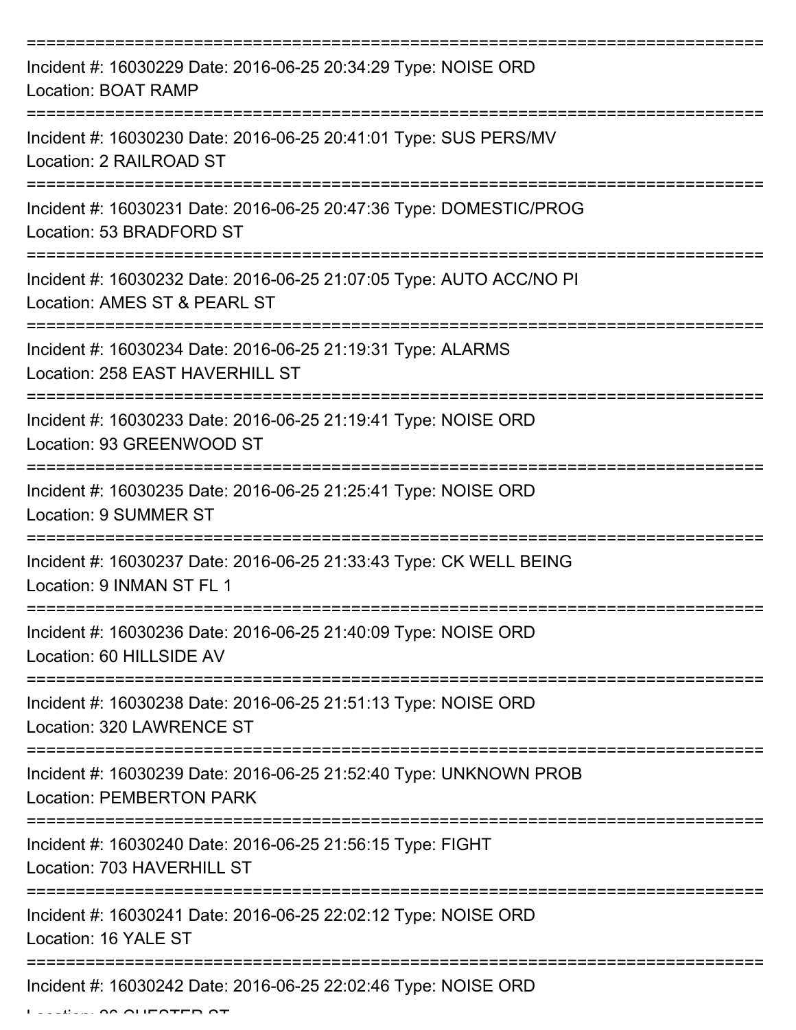===========================================================================

Incident #: 16030229 Date: 2016-06-25 20:34:29 Type: NOISE ORD
Location: BOAT RAMP

===========================================================================

Incident #: 16030230 Date: 2016-06-25 20:41:01 Type: SUS PERS/MV
Location: 2 RAILROAD ST

===========================================================================

Incident #: 16030231 Date: 2016-06-25 20:47:36 Type: DOMESTIC/PROG
Location: 53 BRADFORD ST

===========================================================================

Incident #: 16030232 Date: 2016-06-25 21:07:05 Type: AUTO ACC/NO PI
Location: AMES ST & PEARL ST

===========================================================================

Incident #: 16030234 Date: 2016-06-25 21:19:31 Type: ALARMS
Location: 258 EAST HAVERHILL ST

===========================================================================

Incident #: 16030233 Date: 2016-06-25 21:19:41 Type: NOISE ORD
Location: 93 GREENWOOD ST

===========================================================================

Incident #: 16030235 Date: 2016-06-25 21:25:41 Type: NOISE ORD
Location: 9 SUMMER ST

===========================================================================

Incident #: 16030237 Date: 2016-06-25 21:33:43 Type: CK WELL BEING
Location: 9 INMAN ST FL 1

===========================================================================

Incident #: 16030236 Date: 2016-06-25 21:40:09 Type: NOISE ORD
Location: 60 HILLSIDE AV

===========================================================================

Incident #: 16030238 Date: 2016-06-25 21:51:13 Type: NOISE ORD
Location: 320 LAWRENCE ST

===========================================================================

Incident #: 16030239 Date: 2016-06-25 21:52:40 Type: UNKNOWN PROB
Location: PEMBERTON PARK

===========================================================================

Incident #: 16030240 Date: 2016-06-25 21:56:15 Type: FIGHT
Location: 703 HAVERHILL ST

===========================================================================

Incident #: 16030241 Date: 2016-06-25 22:02:12 Type: NOISE ORD
Location: 16 YALE ST

===========================================================================

Incident #: 16030242 Date: 2016-06-25 22:02:46 Type: NOISE ORD
Location: 26 CHESTER ST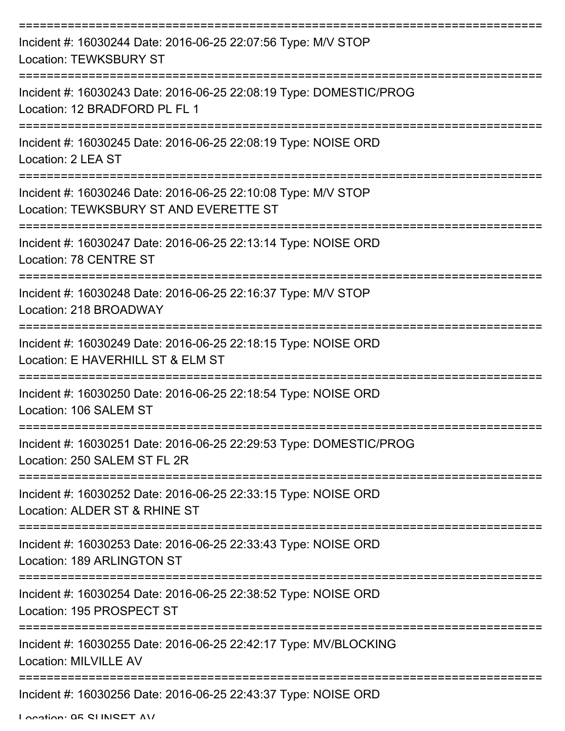===========================================================================
Incident #: 16030244 Date: 2016-06-25 22:07:56 Type: M/V STOP
Location: TEWKSBURY ST
===========================================================================
Incident #: 16030243 Date: 2016-06-25 22:08:19 Type: DOMESTIC/PROG
Location: 12 BRADFORD PL FL 1
===========================================================================
Incident #: 16030245 Date: 2016-06-25 22:08:19 Type: NOISE ORD
Location: 2 LEA ST
===========================================================================
Incident #: 16030246 Date: 2016-06-25 22:10:08 Type: M/V STOP
Location: TEWKSBURY ST AND EVERETTE ST
===========================================================================
Incident #: 16030247 Date: 2016-06-25 22:13:14 Type: NOISE ORD
Location: 78 CENTRE ST
===========================================================================
Incident #: 16030248 Date: 2016-06-25 22:16:37 Type: M/V STOP
Location: 218 BROADWAY
===========================================================================
Incident #: 16030249 Date: 2016-06-25 22:18:15 Type: NOISE ORD
Location: E HAVERHILL ST & ELM ST
===========================================================================
Incident #: 16030250 Date: 2016-06-25 22:18:54 Type: NOISE ORD
Location: 106 SALEM ST
===========================================================================
Incident #: 16030251 Date: 2016-06-25 22:29:53 Type: DOMESTIC/PROG
Location: 250 SALEM ST FL 2R
===========================================================================
Incident #: 16030252 Date: 2016-06-25 22:33:15 Type: NOISE ORD
Location: ALDER ST & RHINE ST
===========================================================================
Incident #: 16030253 Date: 2016-06-25 22:33:43 Type: NOISE ORD
Location: 189 ARLINGTON ST
===========================================================================
Incident #: 16030254 Date: 2016-06-25 22:38:52 Type: NOISE ORD
Location: 195 PROSPECT ST
===========================================================================
Incident #: 16030255 Date: 2016-06-25 22:42:17 Type: MV/BLOCKING
Location: MILVILLE AV
===========================================================================
Incident #: 16030256 Date: 2016-06-25 22:43:37 Type: NOISE ORD
Location: 95 SUNSET AV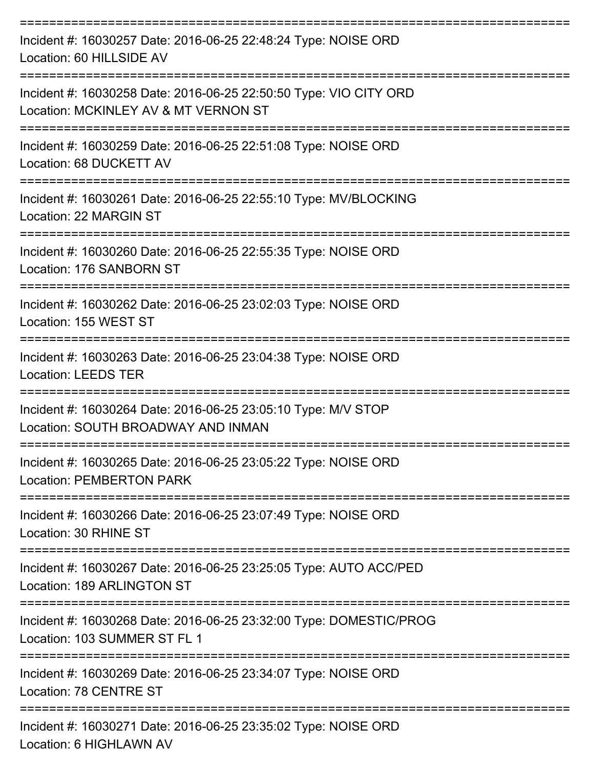===========================================================================
Incident #: 16030257 Date: 2016-06-25 22:48:24 Type: NOISE ORD
Location: 60 HILLSIDE AV
===========================================================================
Incident #: 16030258 Date: 2016-06-25 22:50:50 Type: VIO CITY ORD
Location: MCKINLEY AV & MT VERNON ST
===========================================================================
Incident #: 16030259 Date: 2016-06-25 22:51:08 Type: NOISE ORD
Location: 68 DUCKETT AV
===========================================================================
Incident #: 16030261 Date: 2016-06-25 22:55:10 Type: MV/BLOCKING
Location: 22 MARGIN ST
===========================================================================
Incident #: 16030260 Date: 2016-06-25 22:55:35 Type: NOISE ORD
Location: 176 SANBORN ST
===========================================================================
Incident #: 16030262 Date: 2016-06-25 23:02:03 Type: NOISE ORD
Location: 155 WEST ST
===========================================================================
Incident #: 16030263 Date: 2016-06-25 23:04:38 Type: NOISE ORD
Location: LEEDS TER
===========================================================================
Incident #: 16030264 Date: 2016-06-25 23:05:10 Type: M/V STOP
Location: SOUTH BROADWAY AND INMAN
===========================================================================
Incident #: 16030265 Date: 2016-06-25 23:05:22 Type: NOISE ORD
Location: PEMBERTON PARK
===========================================================================
Incident #: 16030266 Date: 2016-06-25 23:07:49 Type: NOISE ORD
Location: 30 RHINE ST
===========================================================================
Incident #: 16030267 Date: 2016-06-25 23:25:05 Type: AUTO ACC/PED
Location: 189 ARLINGTON ST
===========================================================================
Incident #: 16030268 Date: 2016-06-25 23:32:00 Type: DOMESTIC/PROG
Location: 103 SUMMER ST FL 1
===========================================================================
Incident #: 16030269 Date: 2016-06-25 23:34:07 Type: NOISE ORD
Location: 78 CENTRE ST
===========================================================================
Incident #: 16030271 Date: 2016-06-25 23:35:02 Type: NOISE ORD
Location: 6 HIGHLAWN AV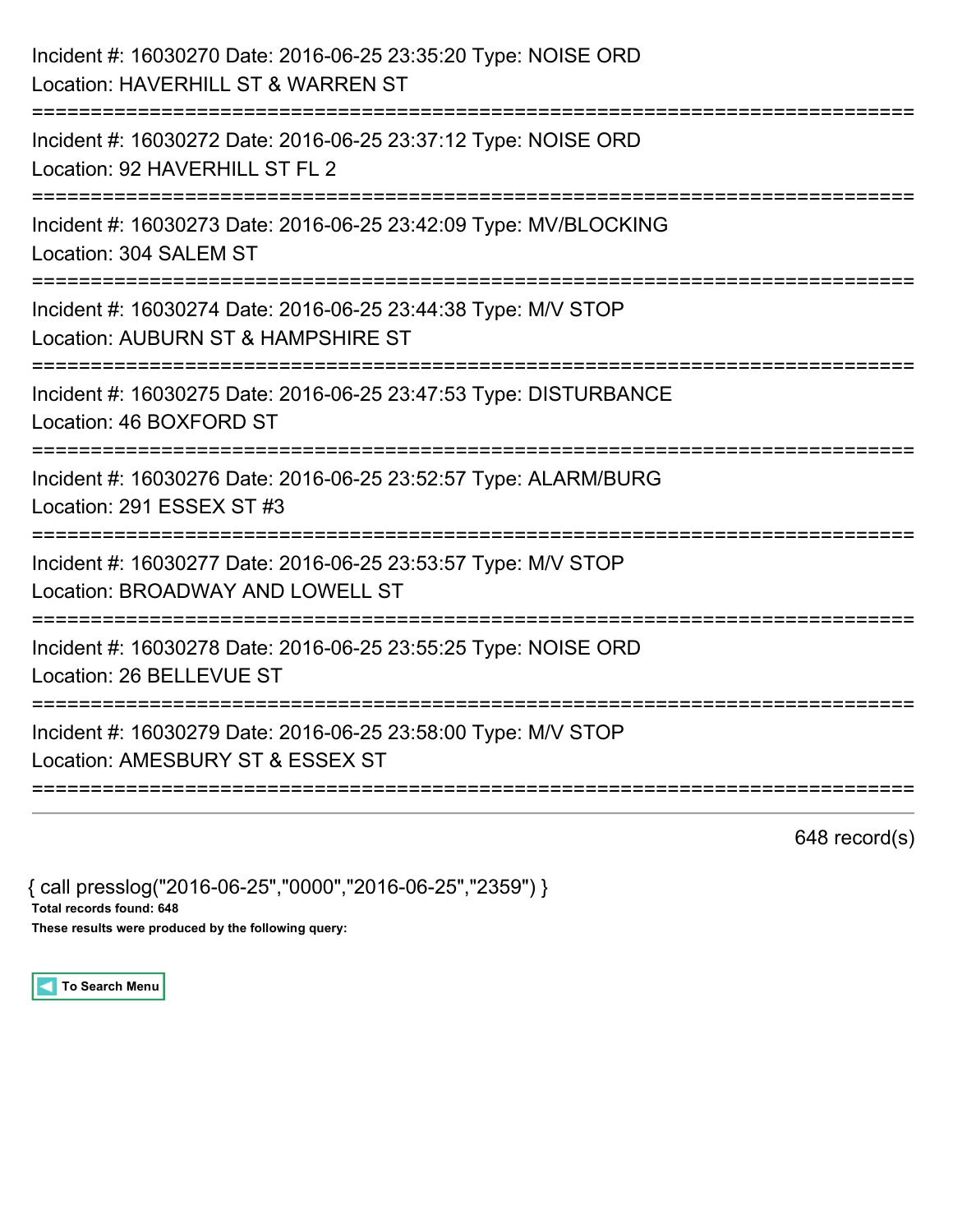Incident #: 16030270 Date: 2016-06-25 23:35:20 Type: NOISE ORD
Location: HAVERHILL ST & WARREN ST

===========================================================================

Incident #: 16030272 Date: 2016-06-25 23:37:12 Type: NOISE ORD
Location: 92 HAVERHILL ST FL 2

===========================================================================

Incident #: 16030273 Date: 2016-06-25 23:42:09 Type: MV/BLOCKING
Location: 304 SALEM ST

===========================================================================

Incident #: 16030274 Date: 2016-06-25 23:44:38 Type: M/V STOP
Location: AUBURN ST & HAMPSHIRE ST

===========================================================================

Incident #: 16030275 Date: 2016-06-25 23:47:53 Type: DISTURBANCE
Location: 46 BOXFORD ST

===========================================================================

Incident #: 16030276 Date: 2016-06-25 23:52:57 Type: ALARM/BURG
Location: 291 ESSEX ST #3

===========================================================================

Incident #: 16030277 Date: 2016-06-25 23:53:57 Type: M/V STOP
Location: BROADWAY AND LOWELL ST

===========================================================================

Incident #: 16030278 Date: 2016-06-25 23:55:25 Type: NOISE ORD
Location: 26 BELLEVUE ST

===========================================================================

Incident #: 16030279 Date: 2016-06-25 23:58:00 Type: M/V STOP
Location: AMESBURY ST & ESSEX ST

===========================================================================

648 record(s)

{ call presslog("2016-06-25","0000","2016-06-25","2359") }

**Total records found: 648**

**These results were produced by the following query:**

**To Search Menu**